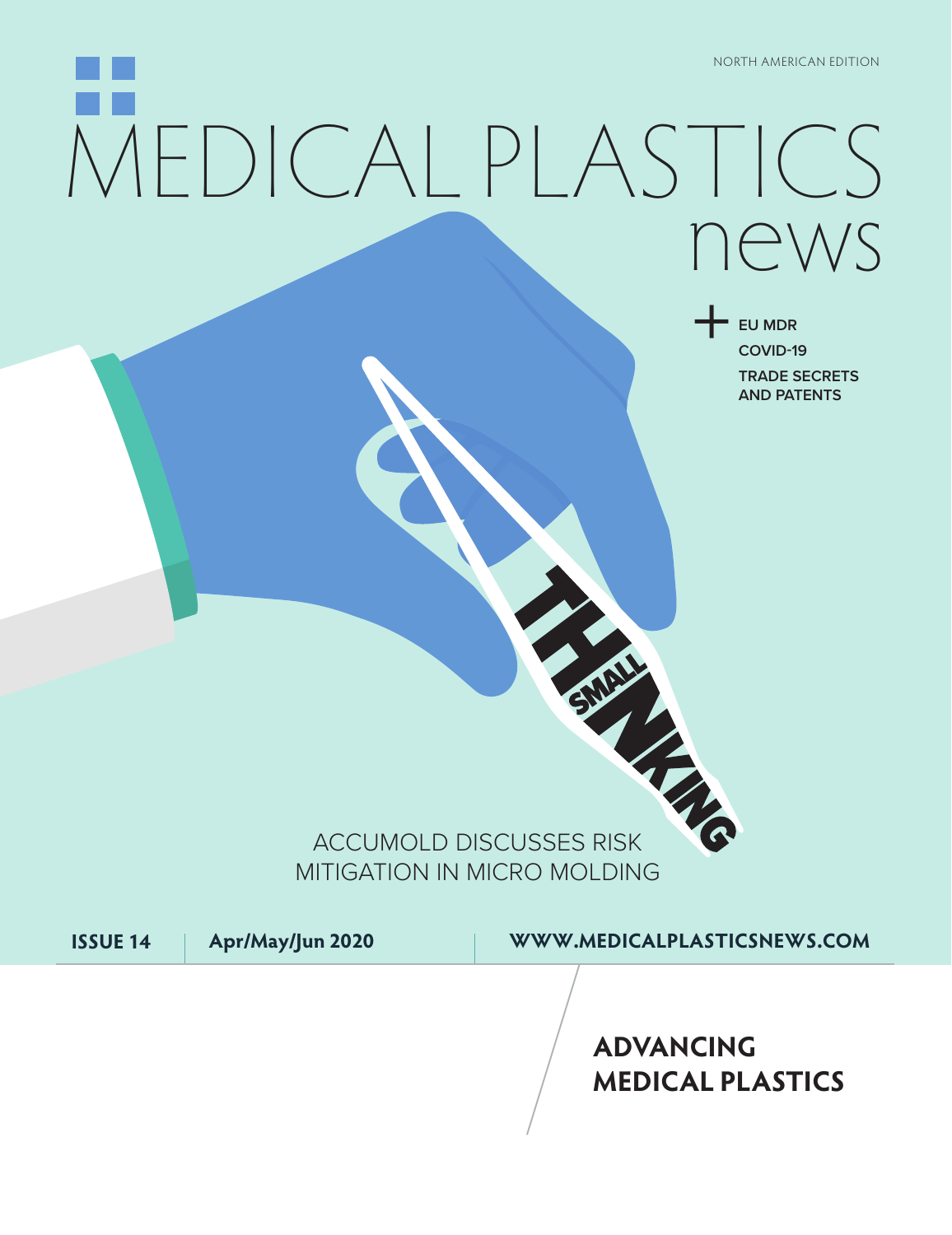NORTH AMERICAN EDITION

# MEDICAL PLASTICS news

+ EU MDR
COVID-19
TRADE SECRETS AND PATENTS

THINKING SMALL

ACCUMOLD DISCUSSES RISK MITIGATION IN MICRO MOLDING

ISSUE 14 | Apr/May/Jun 2020 | WWW.MEDICALPLASTICSNEWS.COM

**ADVANCING MEDICAL PLASTICS**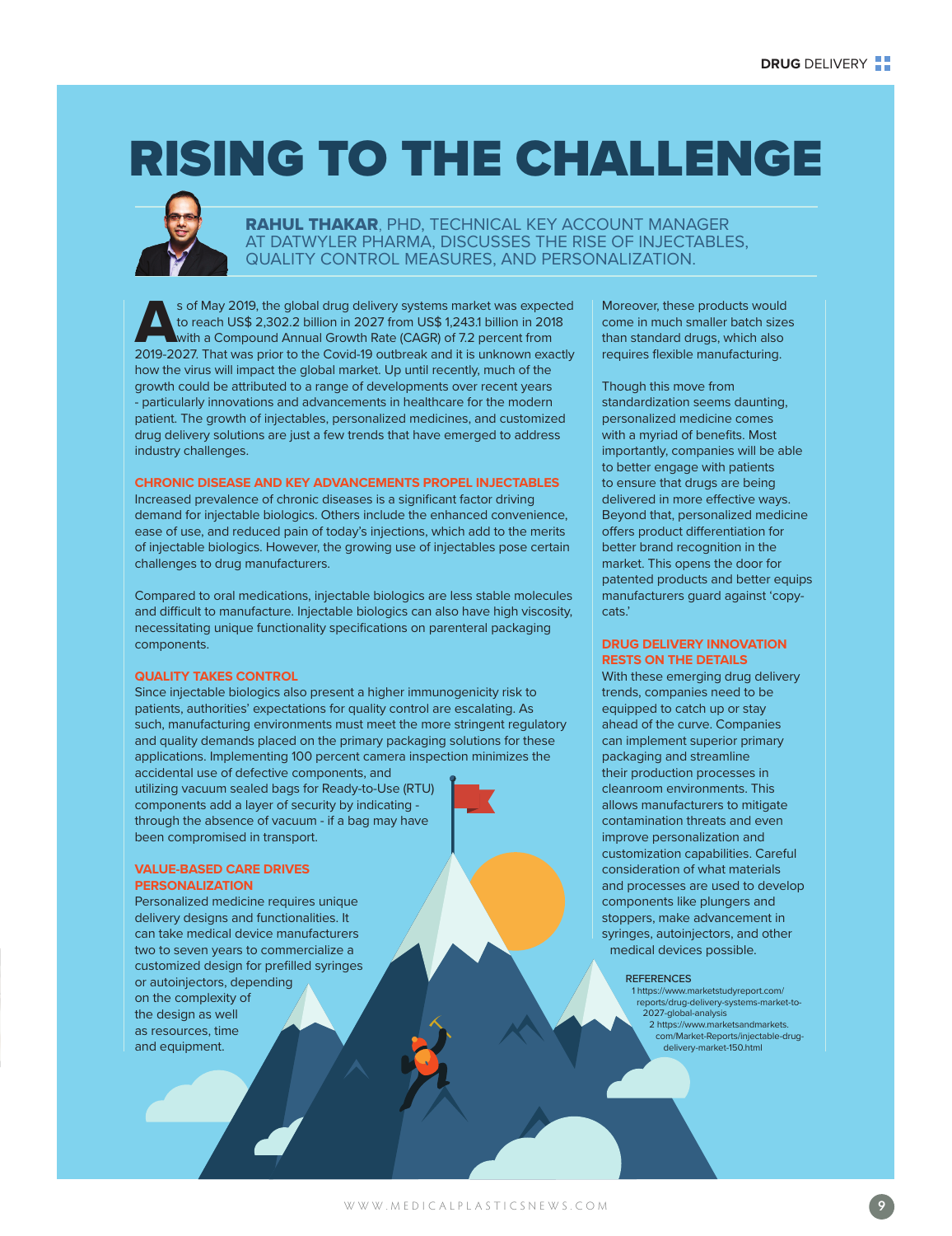# RISING TO THE CHALLENGE

**RAHUL THAKAR**, PHD, TECHNICAL KEY ACCOUNT MANAGER AT DATWYLER PHARMA, DISCUSSES THE RISE OF INJECTABLES, QUALITY CONTROL MEASURES, AND PERSONALIZATION.

As of May 2019, the global drug delivery systems market was expected to reach US$ 2,302.2 billion in 2027 from US$ 1,243.1 billion in 2018 with a Compound Annual Growth Rate (CAGR) of 7.2 percent from 2019-2027. That was prior to the Covid-19 outbreak and it is unknown exactly how the virus will impact the global market. Up until recently, much of the growth could be attributed to a range of developments over recent years - particularly innovations and advancements in healthcare for the modern patient. The growth of injectables, personalized medicines, and customized drug delivery solutions are just a few trends that have emerged to address industry challenges.

### CHRONIC DISEASE AND KEY ADVANCEMENTS PROPEL INJECTABLES

Increased prevalence of chronic diseases is a significant factor driving demand for injectable biologics. Others include the enhanced convenience, ease of use, and reduced pain of today's injections, which add to the merits of injectable biologics. However, the growing use of injectables pose certain challenges to drug manufacturers.

Compared to oral medications, injectable biologics are less stable molecules and difficult to manufacture. Injectable biologics can also have high viscosity, necessitating unique functionality specifications on parenteral packaging components.

### QUALITY TAKES CONTROL

Since injectable biologics also present a higher immunogenicity risk to patients, authorities' expectations for quality control are escalating. As such, manufacturing environments must meet the more stringent regulatory and quality demands placed on the primary packaging solutions for these applications. Implementing 100 percent camera inspection minimizes the accidental use of defective components, and utilizing vacuum sealed bags for Ready-to-Use (RTU) components add a layer of security by indicating - through the absence of vacuum - if a bag may have been compromised in transport.

### VALUE-BASED CARE DRIVES PERSONALIZATION

Personalized medicine requires unique delivery designs and functionalities. It can take medical device manufacturers two to seven years to commercialize a customized design for prefilled syringes or autoinjectors, depending on the complexity of the design as well as resources, time and equipment.

Moreover, these products would come in much smaller batch sizes than standard drugs, which also requires flexible manufacturing.

Though this move from standardization seems daunting, personalized medicine comes with a myriad of benefits. Most importantly, companies will be able to better engage with patients to ensure that drugs are being delivered in more effective ways. Beyond that, personalized medicine offers product differentiation for better brand recognition in the market. This opens the door for patented products and better equips manufacturers guard against 'copy-cats.'

### DRUG DELIVERY INNOVATION RESTS ON THE DETAILS

With these emerging drug delivery trends, companies need to be equipped to catch up or stay ahead of the curve. Companies can implement superior primary packaging and streamline their production processes in cleanroom environments. This allows manufacturers to mitigate contamination threats and even improve personalization and customization capabilities. Careful consideration of what materials and processes are used to develop components like plungers and stoppers, make advancement in syringes, autoinjectors, and other medical devices possible.

REFERENCES

1 https://www.marketstudyreport.com/reports/drug-delivery-systems-market-to-2027-global-analysis

2 https://www.marketsandmarkets.com/Market-Reports/injectable-drug-delivery-market-150.html